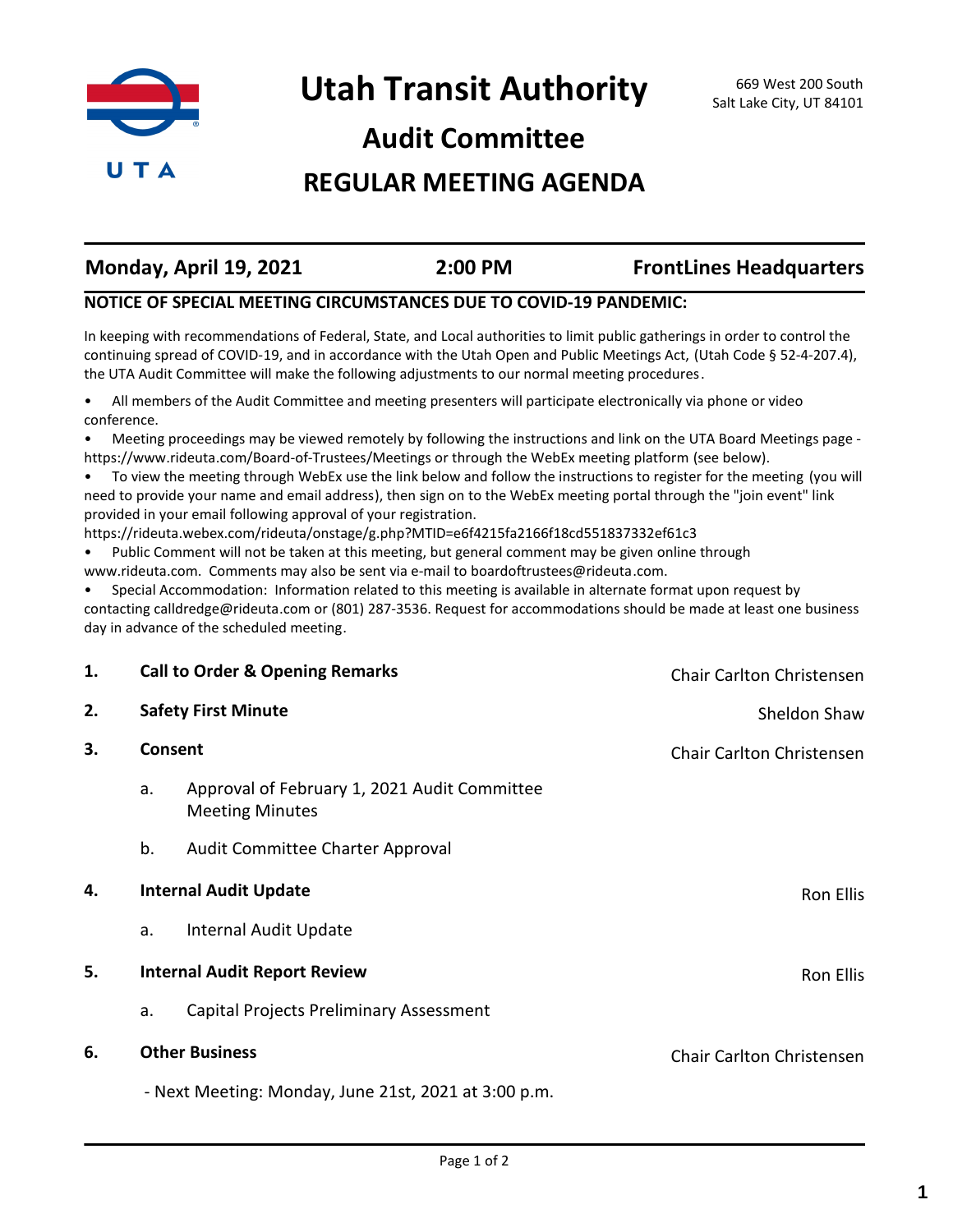# Utah Transit Authority

669 West 200 South
Salt Lake City, UT 84101

## Audit Committee

## REGULAR MEETING AGENDA

**Monday, April 19, 2021** | **2:00 PM** | **FrontLines Headquarters**

**NOTICE OF SPECIAL MEETING CIRCUMSTANCES DUE TO COVID-19 PANDEMIC:**

In keeping with recommendations of Federal, State, and Local authorities to limit public gatherings in order to control the continuing spread of COVID-19, and in accordance with the Utah Open and Public Meetings Act, (Utah Code § 52-4-207.4), the UTA Audit Committee will make the following adjustments to our normal meeting procedures.

- All members of the Audit Committee and meeting presenters will participate electronically via phone or video conference.
- Meeting proceedings may be viewed remotely by following the instructions and link on the UTA Board Meetings page - https://www.rideuta.com/Board-of-Trustees/Meetings or through the WebEx meeting platform (see below).
- To view the meeting through WebEx use the link below and follow the instructions to register for the meeting (you will need to provide your name and email address), then sign on to the WebEx meeting portal through the "join event" link provided in your email following approval of your registration.
https://rideuta.webex.com/rideuta/onstage/g.php?MTID=e6f4215fa2166f18cd551837332ef61c3
- Public Comment will not be taken at this meeting, but general comment may be given online through www.rideuta.com. Comments may also be sent via e-mail to boardoftrustees@rideuta.com.
- Special Accommodation: Information related to this meeting is available in alternate format upon request by contacting calldredge@rideuta.com or (801) 287-3536. Request for accommodations should be made at least one business day in advance of the scheduled meeting.

**1. Call to Order & Opening Remarks** — Chair Carlton Christensen

**2. Safety First Minute** — Sheldon Shaw

**3. Consent** — Chair Carlton Christensen

- a. Approval of February 1, 2021 Audit Committee Meeting Minutes
- b. Audit Committee Charter Approval

**4. Internal Audit Update** — Ron Ellis

- a. Internal Audit Update

**5. Internal Audit Report Review** — Ron Ellis

- a. Capital Projects Preliminary Assessment

**6. Other Business** — Chair Carlton Christensen

- Next Meeting: Monday, June 21st, 2021 at 3:00 p.m.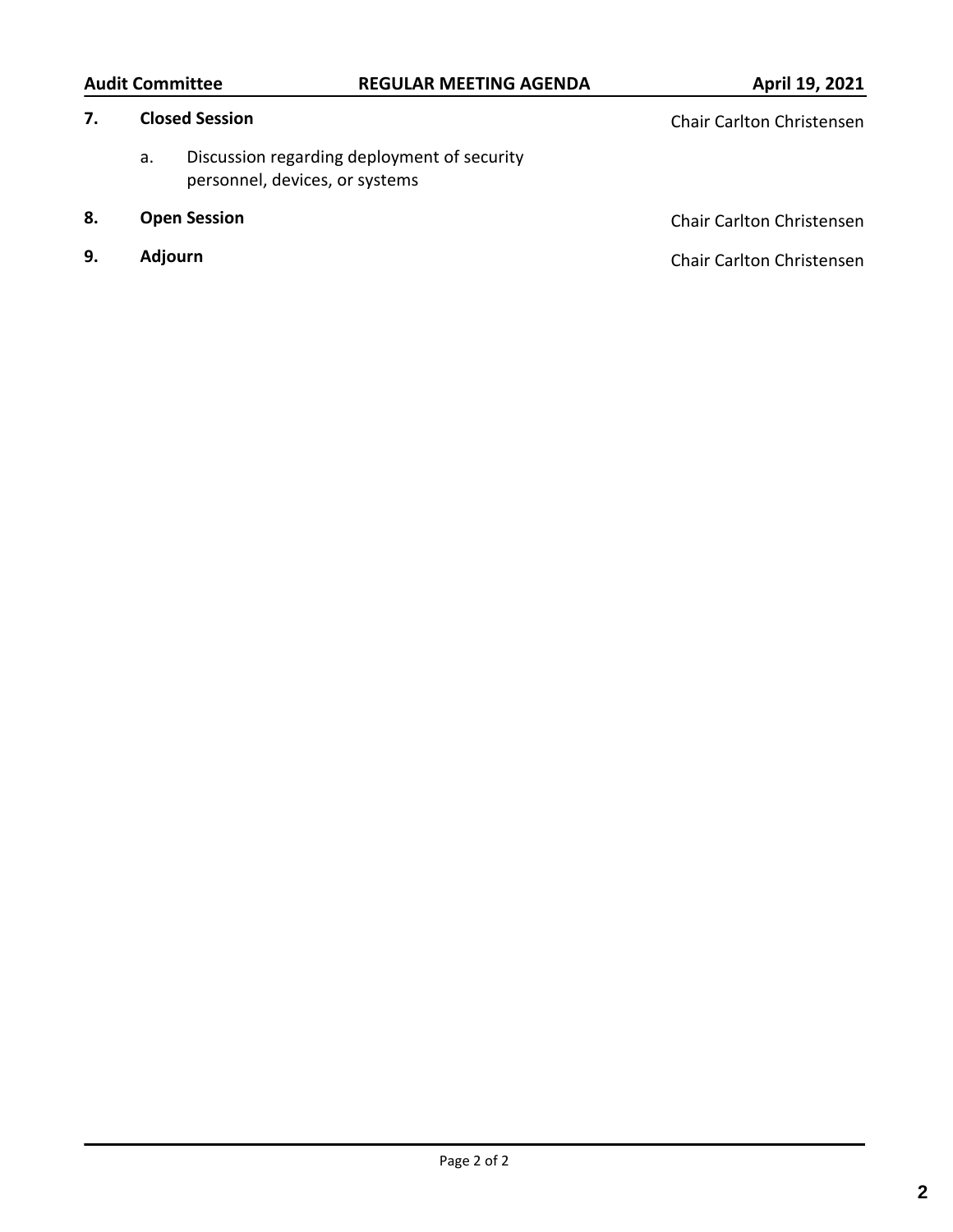**7. Closed Session** — Chair Carlton Christensen

a. Discussion regarding deployment of security personnel, devices, or systems

**8. Open Session** — Chair Carlton Christensen

**9. Adjourn** — Chair Carlton Christensen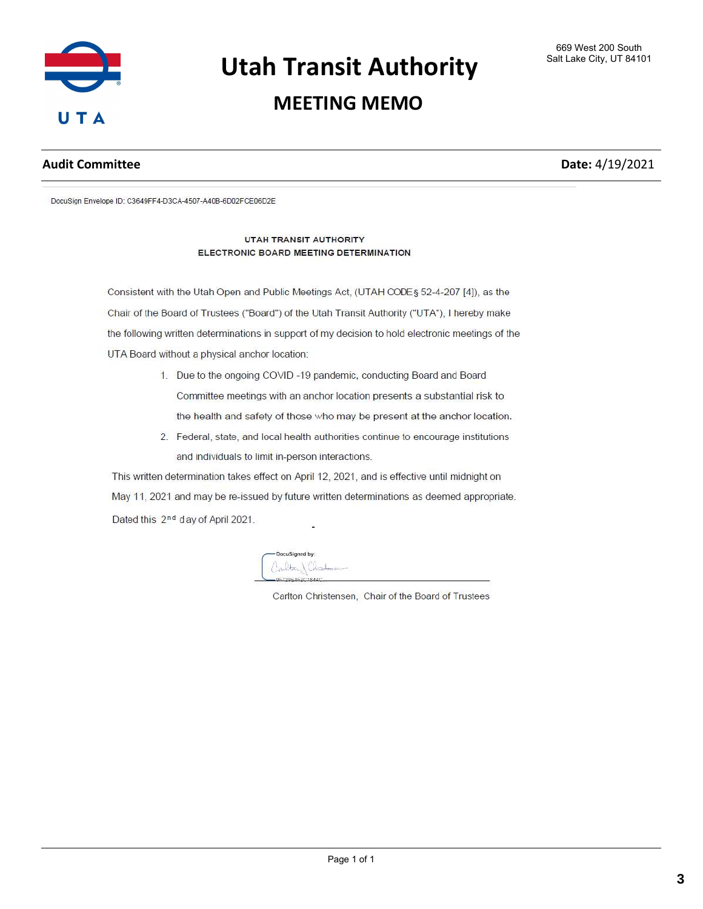# Utah Transit Authority

## MEETING MEMO

669 West 200 South
Salt Lake City, UT 84101

**Audit Committee** **Date:** 4/19/2021

DocuSign Envelope ID: C3649FF4-D3CA-4507-A40B-6D02FCE06D2E

### UTAH TRANSIT AUTHORITY
### ELECTRONIC BOARD MEETING DETERMINATION

Consistent with the Utah Open and Public Meetings Act, (UTAH CODE § 52-4-207 [4]), as the Chair of the Board of Trustees ("Board") of the Utah Transit Authority ("UTA"), I hereby make the following written determinations in support of my decision to hold electronic meetings of the UTA Board without a physical anchor location:

1. Due to the ongoing COVID -19 pandemic, conducting Board and Board Committee meetings with an anchor location presents a substantial risk to the health and safety of those who may be present at the anchor location.
2. Federal, state, and local health authorities continue to encourage institutions and individuals to limit in-person interactions.

This written determination takes effect on April 12, 2021, and is effective until midnight on May 11, 2021 and may be re-issued by future written determinations as deemed appropriate.

Dated this 2nd day of April 2021.

DocuSigned by:

Carlton Christensen, Chair of the Board of Trustees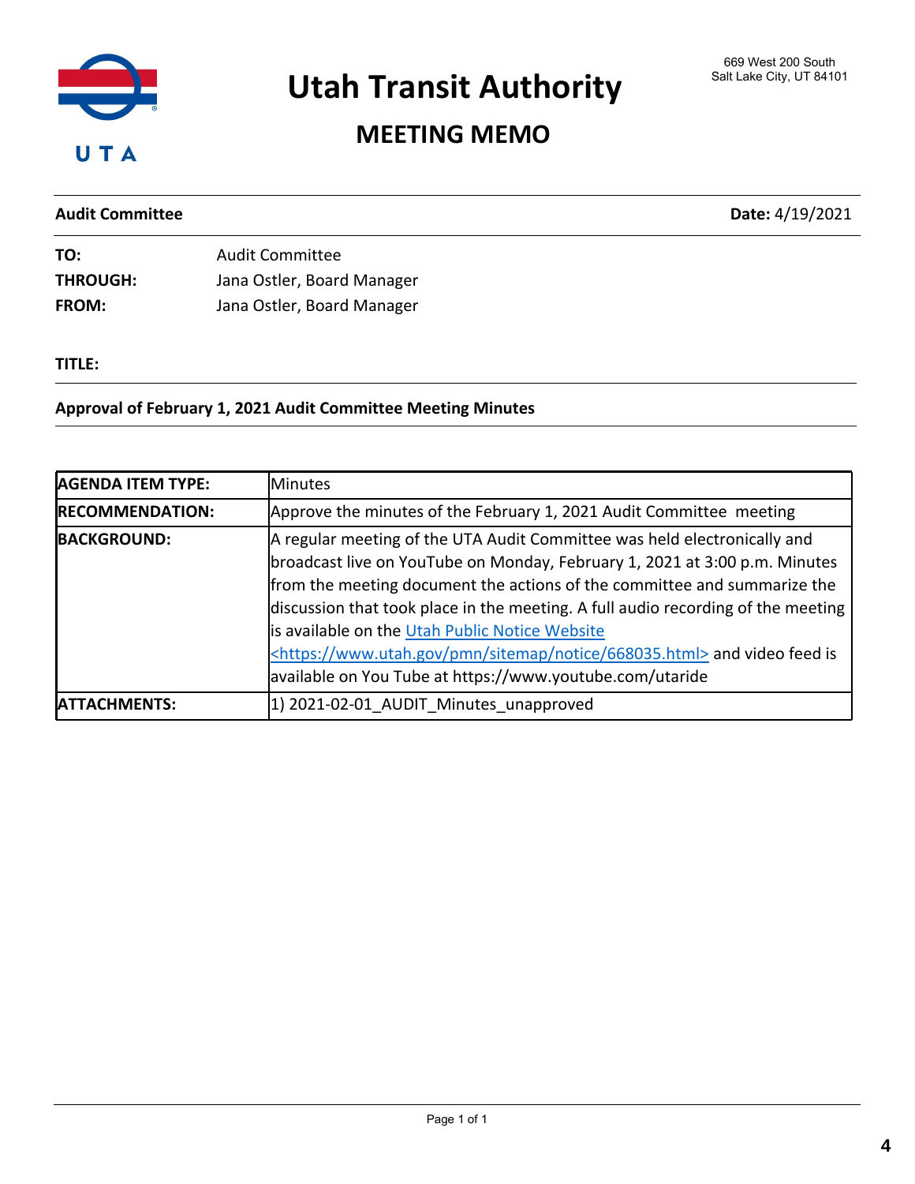# Utah Transit Authority

## MEETING MEMO

669 West 200 South
Salt Lake City, UT 84101

**Audit Committee** **Date:** 4/19/2021

**TO:** Audit Committee
**THROUGH:** Jana Ostler, Board Manager
**FROM:** Jana Ostler, Board Manager

**TITLE:**

**Approval of February 1, 2021 Audit Committee Meeting Minutes**

| | |
|---|---|
| **AGENDA ITEM TYPE:** | Minutes |
| **RECOMMENDATION:** | Approve the minutes of the February 1, 2021 Audit Committee meeting |
| **BACKGROUND:** | A regular meeting of the UTA Audit Committee was held electronically and broadcast live on YouTube on Monday, February 1, 2021 at 3:00 p.m. Minutes from the meeting document the actions of the committee and summarize the discussion that took place in the meeting. A full audio recording of the meeting is available on the [Utah Public Notice Website](https://www.utah.gov/pmn/sitemap/notice/668035.html) <https://www.utah.gov/pmn/sitemap/notice/668035.html> and video feed is available on You Tube at https://www.youtube.com/utaride |
| **ATTACHMENTS:** | 1) 2021-02-01_AUDIT_Minutes_unapproved |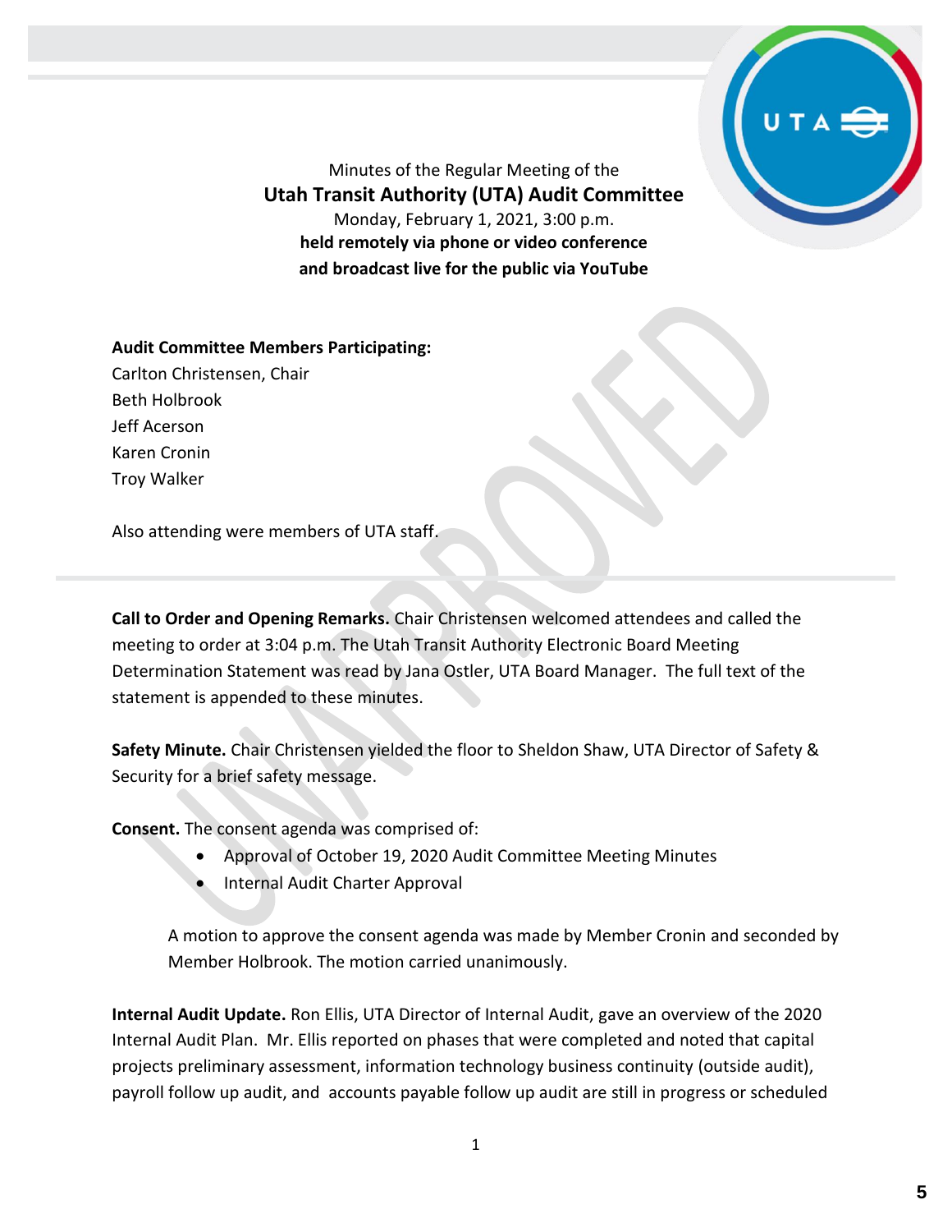Minutes of the Regular Meeting of the

**Utah Transit Authority (UTA) Audit Committee**

Monday, February 1, 2021, 3:00 p.m.

**held remotely via phone or video conference and broadcast live for the public via YouTube**

**Audit Committee Members Participating:**
Carlton Christensen, Chair
Beth Holbrook
Jeff Acerson
Karen Cronin
Troy Walker

Also attending were members of UTA staff.

---

**Call to Order and Opening Remarks.** Chair Christensen welcomed attendees and called the meeting to order at 3:04 p.m. The Utah Transit Authority Electronic Board Meeting Determination Statement was read by Jana Ostler, UTA Board Manager. The full text of the statement is appended to these minutes.

**Safety Minute.** Chair Christensen yielded the floor to Sheldon Shaw, UTA Director of Safety & Security for a brief safety message.

**Consent.** The consent agenda was comprised of:

- Approval of October 19, 2020 Audit Committee Meeting Minutes
- Internal Audit Charter Approval

A motion to approve the consent agenda was made by Member Cronin and seconded by Member Holbrook. The motion carried unanimously.

**Internal Audit Update.** Ron Ellis, UTA Director of Internal Audit, gave an overview of the 2020 Internal Audit Plan. Mr. Ellis reported on phases that were completed and noted that capital projects preliminary assessment, information technology business continuity (outside audit), payroll follow up audit, and accounts payable follow up audit are still in progress or scheduled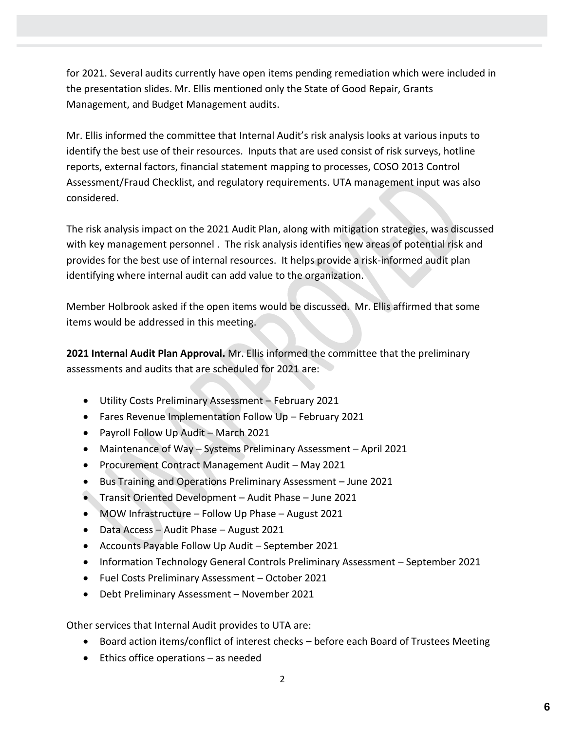for 2021. Several audits currently have open items pending remediation which were included in the presentation slides. Mr. Ellis mentioned only the State of Good Repair, Grants Management, and Budget Management audits.

Mr. Ellis informed the committee that Internal Audit's risk analysis looks at various inputs to identify the best use of their resources. Inputs that are used consist of risk surveys, hotline reports, external factors, financial statement mapping to processes, COSO 2013 Control Assessment/Fraud Checklist, and regulatory requirements. UTA management input was also considered.

The risk analysis impact on the 2021 Audit Plan, along with mitigation strategies, was discussed with key management personnel . The risk analysis identifies new areas of potential risk and provides for the best use of internal resources. It helps provide a risk-informed audit plan identifying where internal audit can add value to the organization.

Member Holbrook asked if the open items would be discussed. Mr. Ellis affirmed that some items would be addressed in this meeting.

**2021 Internal Audit Plan Approval.** Mr. Ellis informed the committee that the preliminary assessments and audits that are scheduled for 2021 are:

- Utility Costs Preliminary Assessment – February 2021
- Fares Revenue Implementation Follow Up – February 2021
- Payroll Follow Up Audit – March 2021
- Maintenance of Way – Systems Preliminary Assessment – April 2021
- Procurement Contract Management Audit – May 2021
- Bus Training and Operations Preliminary Assessment – June 2021
- Transit Oriented Development – Audit Phase – June 2021
- MOW Infrastructure – Follow Up Phase – August 2021
- Data Access – Audit Phase – August 2021
- Accounts Payable Follow Up Audit – September 2021
- Information Technology General Controls Preliminary Assessment – September 2021
- Fuel Costs Preliminary Assessment – October 2021
- Debt Preliminary Assessment – November 2021

Other services that Internal Audit provides to UTA are:

- Board action items/conflict of interest checks – before each Board of Trustees Meeting
- Ethics office operations – as needed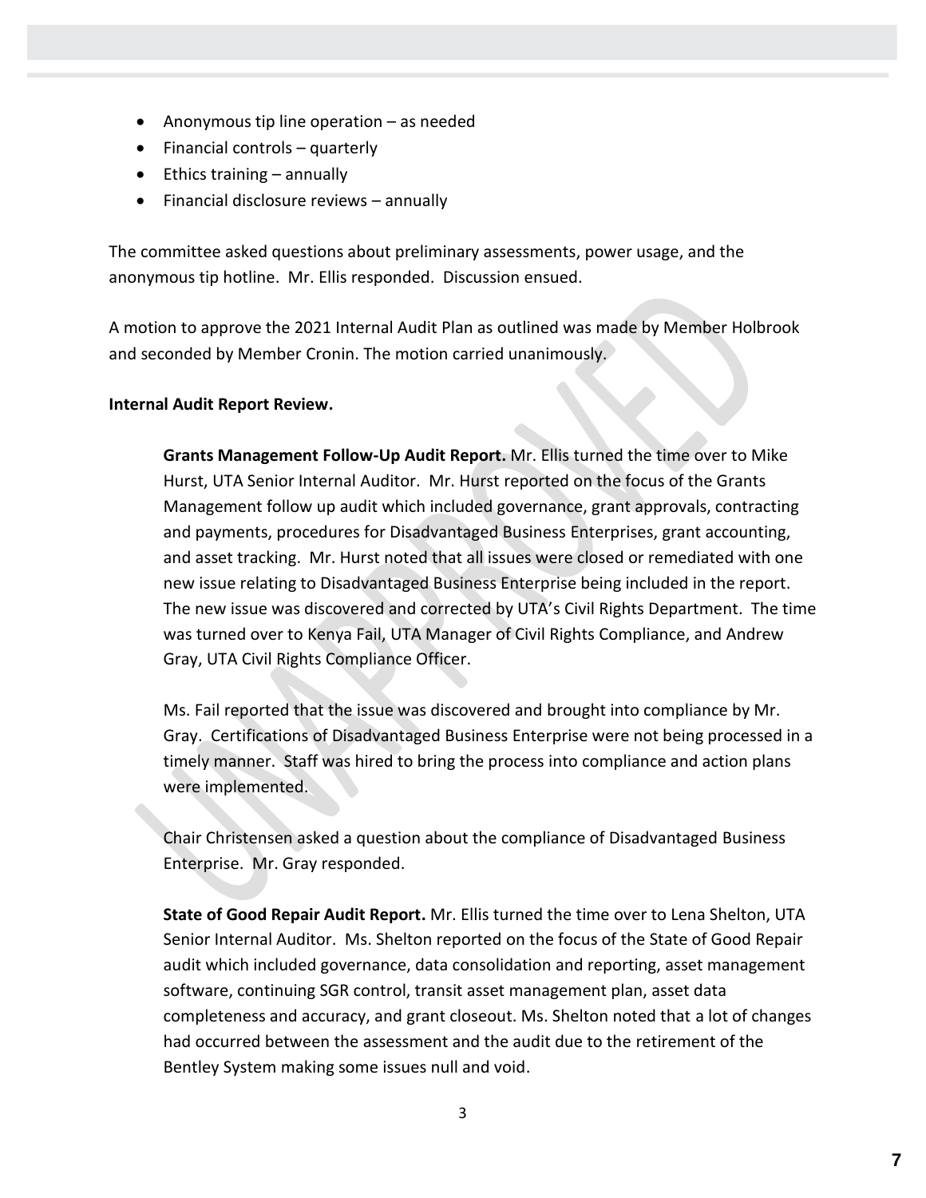- Anonymous tip line operation – as needed
- Financial controls – quarterly
- Ethics training – annually
- Financial disclosure reviews – annually

The committee asked questions about preliminary assessments, power usage, and the anonymous tip hotline. Mr. Ellis responded. Discussion ensued.

A motion to approve the 2021 Internal Audit Plan as outlined was made by Member Holbrook and seconded by Member Cronin. The motion carried unanimously.

**Internal Audit Report Review.**

**Grants Management Follow-Up Audit Report.** Mr. Ellis turned the time over to Mike Hurst, UTA Senior Internal Auditor. Mr. Hurst reported on the focus of the Grants Management follow up audit which included governance, grant approvals, contracting and payments, procedures for Disadvantaged Business Enterprises, grant accounting, and asset tracking. Mr. Hurst noted that all issues were closed or remediated with one new issue relating to Disadvantaged Business Enterprise being included in the report. The new issue was discovered and corrected by UTA's Civil Rights Department. The time was turned over to Kenya Fail, UTA Manager of Civil Rights Compliance, and Andrew Gray, UTA Civil Rights Compliance Officer.

Ms. Fail reported that the issue was discovered and brought into compliance by Mr. Gray. Certifications of Disadvantaged Business Enterprise were not being processed in a timely manner. Staff was hired to bring the process into compliance and action plans were implemented.

Chair Christensen asked a question about the compliance of Disadvantaged Business Enterprise. Mr. Gray responded.

**State of Good Repair Audit Report.** Mr. Ellis turned the time over to Lena Shelton, UTA Senior Internal Auditor. Ms. Shelton reported on the focus of the State of Good Repair audit which included governance, data consolidation and reporting, asset management software, continuing SGR control, transit asset management plan, asset data completeness and accuracy, and grant closeout. Ms. Shelton noted that a lot of changes had occurred between the assessment and the audit due to the retirement of the Bentley System making some issues null and void.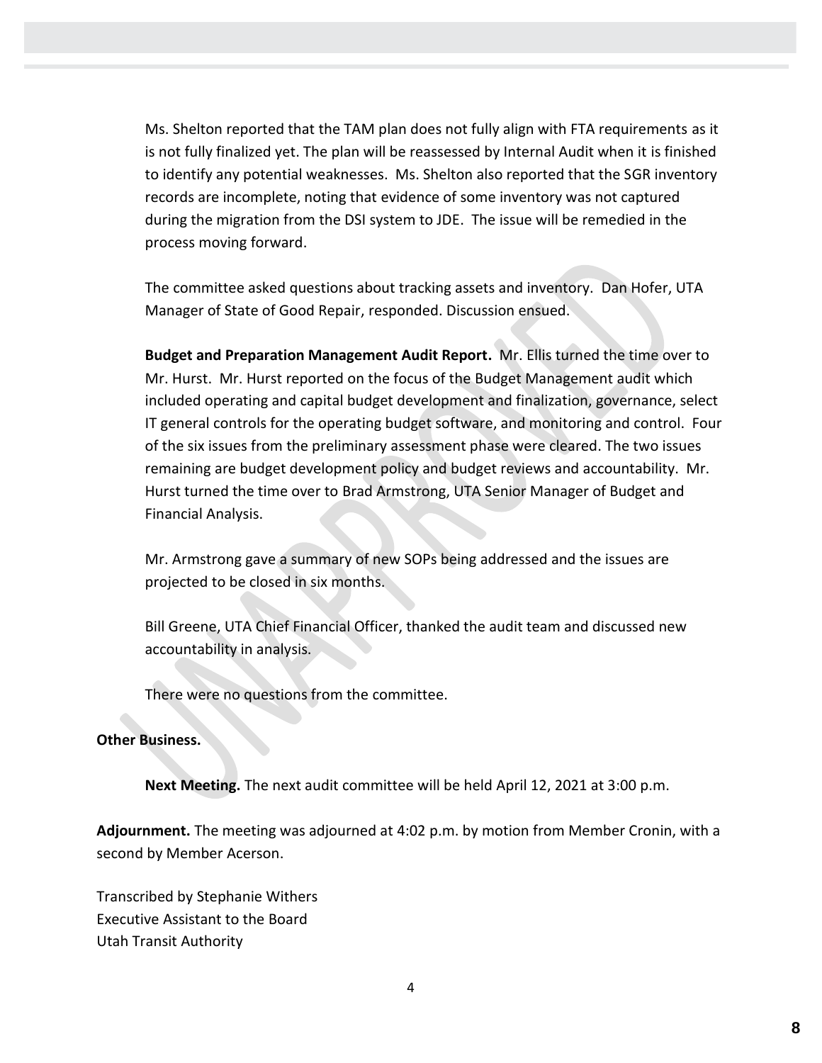Ms. Shelton reported that the TAM plan does not fully align with FTA requirements as it is not fully finalized yet. The plan will be reassessed by Internal Audit when it is finished to identify any potential weaknesses. Ms. Shelton also reported that the SGR inventory records are incomplete, noting that evidence of some inventory was not captured during the migration from the DSI system to JDE. The issue will be remedied in the process moving forward.

The committee asked questions about tracking assets and inventory. Dan Hofer, UTA Manager of State of Good Repair, responded. Discussion ensued.

**Budget and Preparation Management Audit Report.** Mr. Ellis turned the time over to Mr. Hurst. Mr. Hurst reported on the focus of the Budget Management audit which included operating and capital budget development and finalization, governance, select IT general controls for the operating budget software, and monitoring and control. Four of the six issues from the preliminary assessment phase were cleared. The two issues remaining are budget development policy and budget reviews and accountability. Mr. Hurst turned the time over to Brad Armstrong, UTA Senior Manager of Budget and Financial Analysis.

Mr. Armstrong gave a summary of new SOPs being addressed and the issues are projected to be closed in six months.

Bill Greene, UTA Chief Financial Officer, thanked the audit team and discussed new accountability in analysis.

There were no questions from the committee.

**Other Business.**

**Next Meeting.** The next audit committee will be held April 12, 2021 at 3:00 p.m.

**Adjournment.** The meeting was adjourned at 4:02 p.m. by motion from Member Cronin, with a second by Member Acerson.

Transcribed by Stephanie Withers
Executive Assistant to the Board
Utah Transit Authority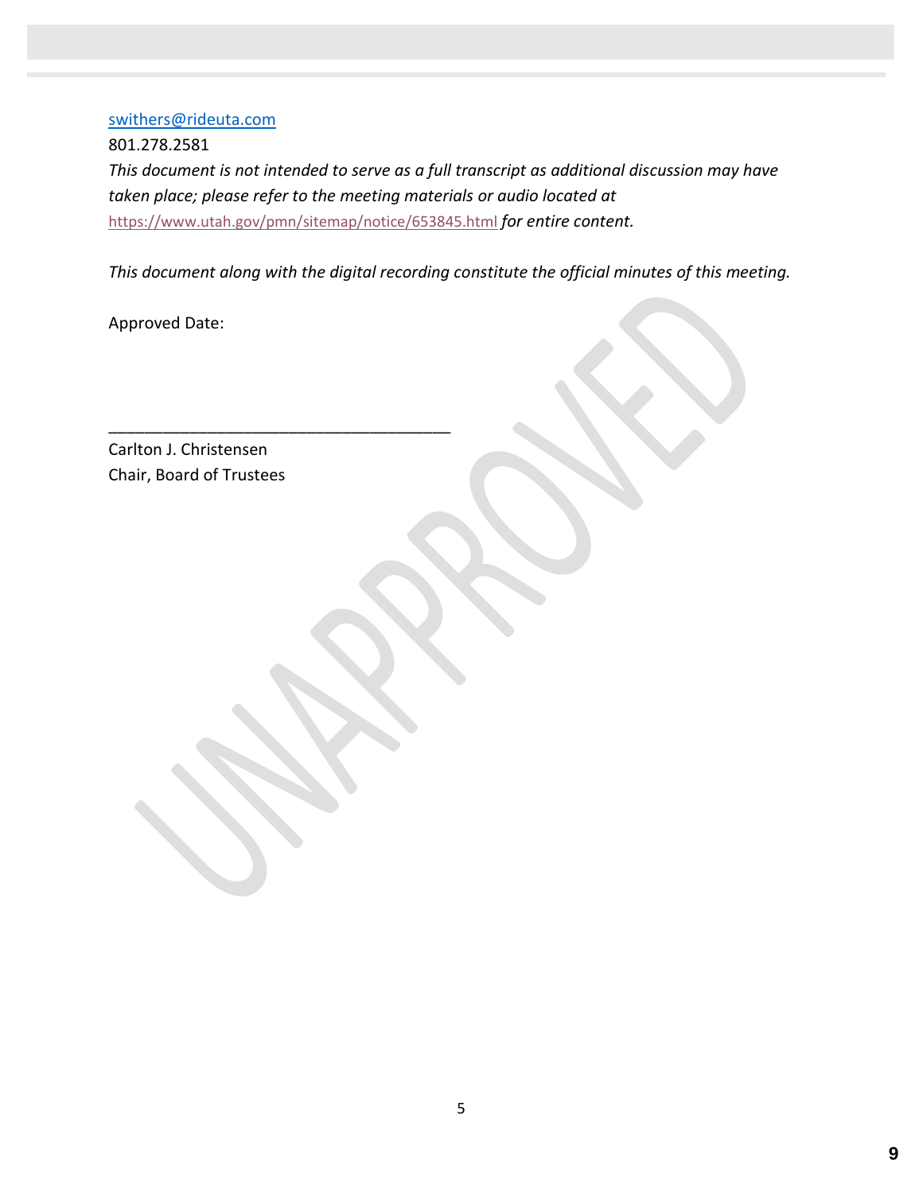swithers@rideuta.com

801.278.2581

*This document is not intended to serve as a full transcript as additional discussion may have taken place; please refer to the meeting materials or audio located at* https://www.utah.gov/pmn/sitemap/notice/653845.html *for entire content.*

*This document along with the digital recording constitute the official minutes of this meeting.*

Approved Date:

\_\_\_\_\_\_\_\_\_\_\_\_\_\_\_\_\_\_\_\_\_\_\_\_\_\_\_\_\_\_\_\_\_\_\_\_\_\_\_\_

Carlton J. Christensen

Chair, Board of Trustees

UNAPPROVED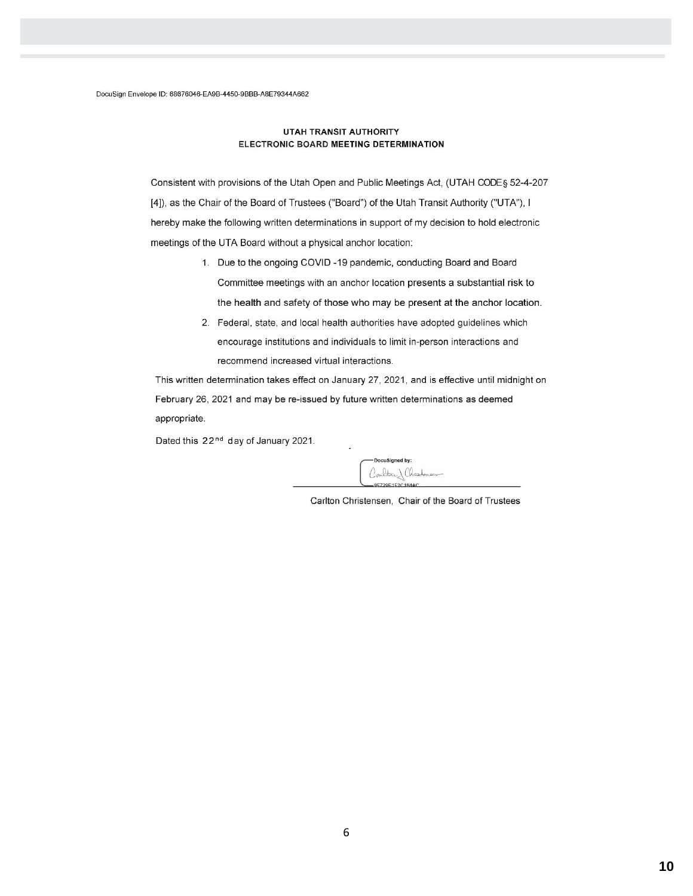DocuSign Envelope ID: 68876046-EA9B-4450-9BBB-A8E79344A662

**UTAH TRANSIT AUTHORITY**
**ELECTRONIC BOARD MEETING DETERMINATION**

Consistent with provisions of the Utah Open and Public Meetings Act, (UTAH CODE§ 52-4-207 [4]), as the Chair of the Board of Trustees ("Board") of the Utah Transit Authority ("UTA"), I hereby make the following written determinations in support of my decision to hold electronic meetings of the UTA Board without a physical anchor location:

1. Due to the ongoing COVID -19 pandemic, conducting Board and Board Committee meetings with an anchor location presents a substantial risk to the health and safety of those who may be present at the anchor location.
2. Federal, state, and local health authorities have adopted guidelines which encourage institutions and individuals to limit in-person interactions and recommend increased virtual interactions.

This written determination takes effect on January 27, 2021, and is effective until midnight on February 26, 2021 and may be re-issued by future written determinations as deemed appropriate.

Dated this 22nd day of January 2021.

DocuSigned by:
9E729E1E2C184AC

Carlton Christensen, Chair of the Board of Trustees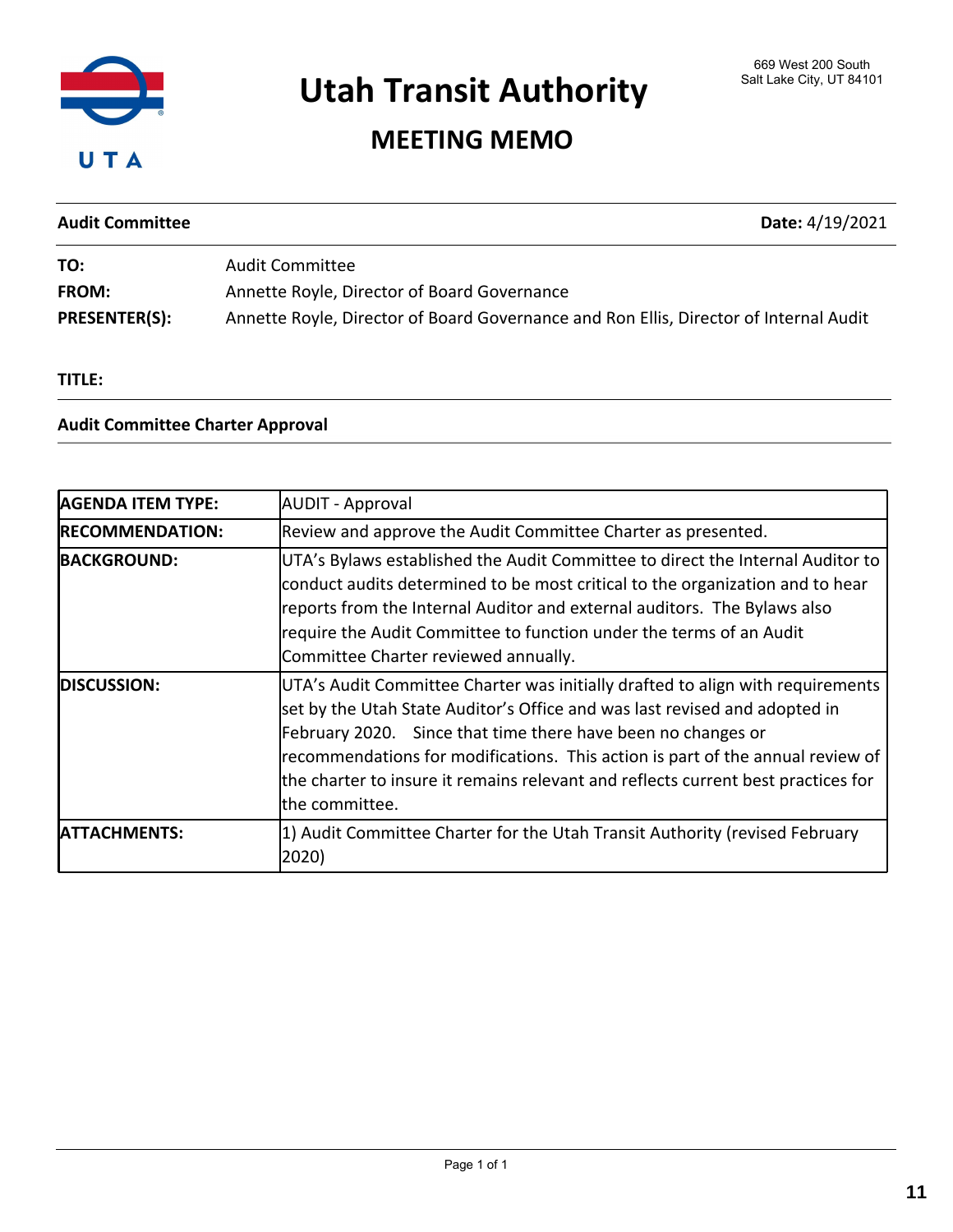# Utah Transit Authority

669 West 200 South
Salt Lake City, UT 84101

## MEETING MEMO

**Audit Committee** **Date:** 4/19/2021

**TO:** Audit Committee
**FROM:** Annette Royle, Director of Board Governance
**PRESENTER(S):** Annette Royle, Director of Board Governance and Ron Ellis, Director of Internal Audit

**TITLE:**

**Audit Committee Charter Approval**

| | |
|---|---|
| **AGENDA ITEM TYPE:** | AUDIT - Approval |
| **RECOMMENDATION:** | Review and approve the Audit Committee Charter as presented. |
| **BACKGROUND:** | UTA's Bylaws established the Audit Committee to direct the Internal Auditor to conduct audits determined to be most critical to the organization and to hear reports from the Internal Auditor and external auditors. The Bylaws also require the Audit Committee to function under the terms of an Audit Committee Charter reviewed annually. |
| **DISCUSSION:** | UTA's Audit Committee Charter was initially drafted to align with requirements set by the Utah State Auditor's Office and was last revised and adopted in February 2020. Since that time there have been no changes or recommendations for modifications. This action is part of the annual review of the charter to insure it remains relevant and reflects current best practices for the committee. |
| **ATTACHMENTS:** | 1) Audit Committee Charter for the Utah Transit Authority (revised February 2020) |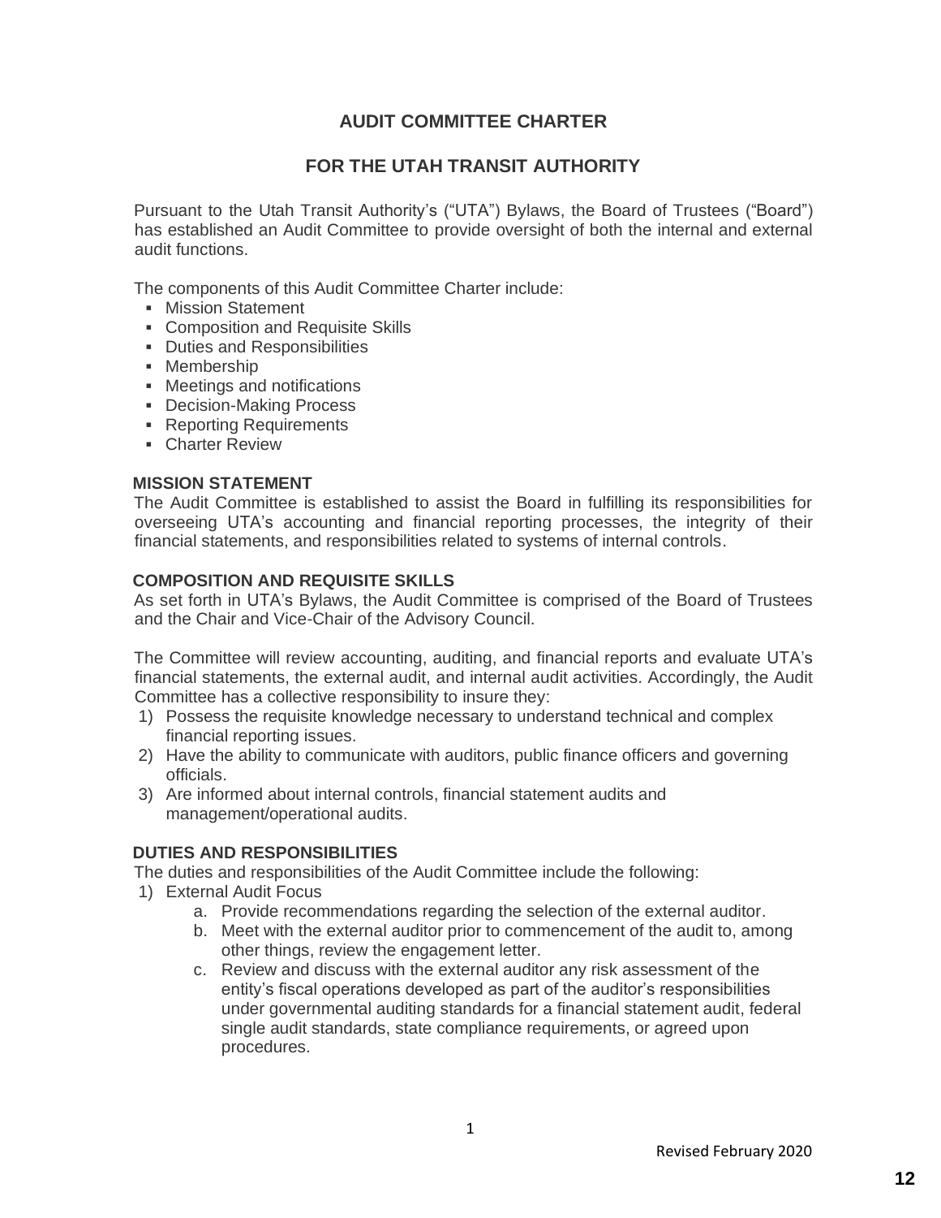# AUDIT COMMITTEE CHARTER

## FOR THE UTAH TRANSIT AUTHORITY

Pursuant to the Utah Transit Authority's ("UTA") Bylaws, the Board of Trustees ("Board") has established an Audit Committee to provide oversight of both the internal and external audit functions.

The components of this Audit Committee Charter include:

- Mission Statement
- Composition and Requisite Skills
- Duties and Responsibilities
- Membership
- Meetings and notifications
- Decision-Making Process
- Reporting Requirements
- Charter Review

### MISSION STATEMENT

The Audit Committee is established to assist the Board in fulfilling its responsibilities for overseeing UTA's accounting and financial reporting processes, the integrity of their financial statements, and responsibilities related to systems of internal controls.

### COMPOSITION AND REQUISITE SKILLS

As set forth in UTA's Bylaws, the Audit Committee is comprised of the Board of Trustees and the Chair and Vice-Chair of the Advisory Council.

The Committee will review accounting, auditing, and financial reports and evaluate UTA's financial statements, the external audit, and internal audit activities. Accordingly, the Audit Committee has a collective responsibility to insure they:

1) Possess the requisite knowledge necessary to understand technical and complex financial reporting issues.
2) Have the ability to communicate with auditors, public finance officers and governing officials.
3) Are informed about internal controls, financial statement audits and management/operational audits.

### DUTIES AND RESPONSIBILITIES

The duties and responsibilities of the Audit Committee include the following:

1) External Audit Focus
    a. Provide recommendations regarding the selection of the external auditor.
    b. Meet with the external auditor prior to commencement of the audit to, among other things, review the engagement letter.
    c. Review and discuss with the external auditor any risk assessment of the entity's fiscal operations developed as part of the auditor's responsibilities under governmental auditing standards for a financial statement audit, federal single audit standards, state compliance requirements, or agreed upon procedures.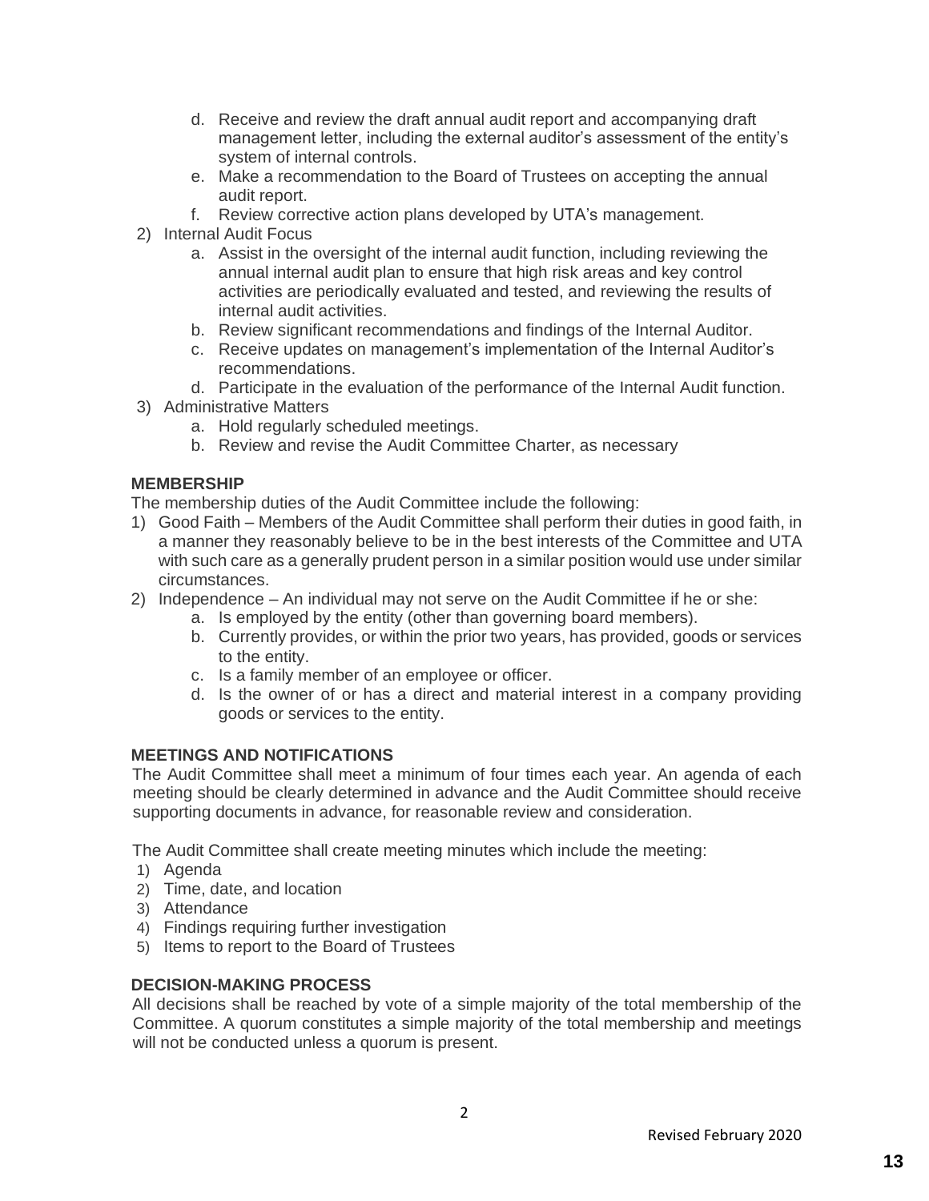d. Receive and review the draft annual audit report and accompanying draft management letter, including the external auditor's assessment of the entity's system of internal controls.
   e. Make a recommendation to the Board of Trustees on accepting the annual audit report.
   f. Review corrective action plans developed by UTA's management.

2) Internal Audit Focus
   a. Assist in the oversight of the internal audit function, including reviewing the annual internal audit plan to ensure that high risk areas and key control activities are periodically evaluated and tested, and reviewing the results of internal audit activities.
   b. Review significant recommendations and findings of the Internal Auditor.
   c. Receive updates on management's implementation of the Internal Auditor's recommendations.
   d. Participate in the evaluation of the performance of the Internal Audit function.

3) Administrative Matters
   a. Hold regularly scheduled meetings.
   b. Review and revise the Audit Committee Charter, as necessary

**MEMBERSHIP**

The membership duties of the Audit Committee include the following:

1) Good Faith – Members of the Audit Committee shall perform their duties in good faith, in a manner they reasonably believe to be in the best interests of the Committee and UTA with such care as a generally prudent person in a similar position would use under similar circumstances.
2) Independence – An individual may not serve on the Audit Committee if he or she:
   a. Is employed by the entity (other than governing board members).
   b. Currently provides, or within the prior two years, has provided, goods or services to the entity.
   c. Is a family member of an employee or officer.
   d. Is the owner of or has a direct and material interest in a company providing goods or services to the entity.

**MEETINGS AND NOTIFICATIONS**

The Audit Committee shall meet a minimum of four times each year. An agenda of each meeting should be clearly determined in advance and the Audit Committee should receive supporting documents in advance, for reasonable review and consideration.

The Audit Committee shall create meeting minutes which include the meeting:

1) Agenda
2) Time, date, and location
3) Attendance
4) Findings requiring further investigation
5) Items to report to the Board of Trustees

**DECISION-MAKING PROCESS**

All decisions shall be reached by vote of a simple majority of the total membership of the Committee. A quorum constitutes a simple majority of the total membership and meetings will not be conducted unless a quorum is present.

Revised February 2020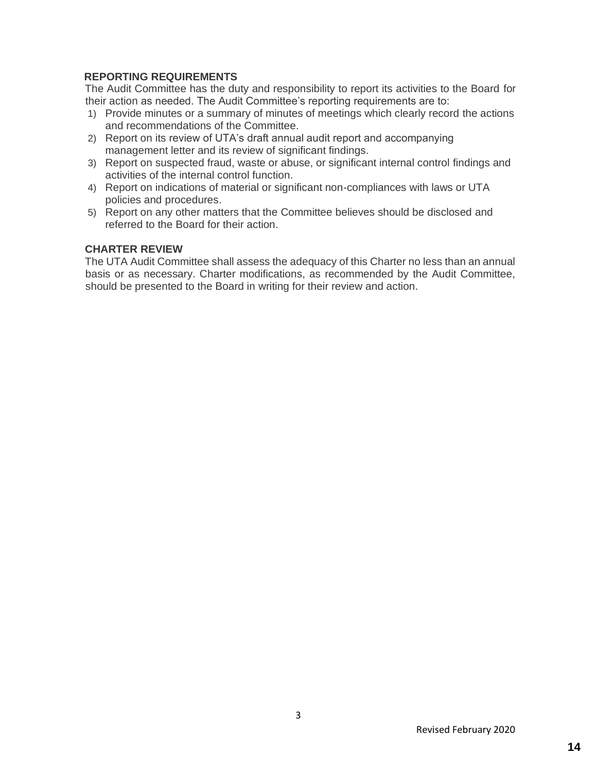## REPORTING REQUIREMENTS

The Audit Committee has the duty and responsibility to report its activities to the Board for their action as needed. The Audit Committee's reporting requirements are to:

1) Provide minutes or a summary of minutes of meetings which clearly record the actions and recommendations of the Committee.
2) Report on its review of UTA's draft annual audit report and accompanying management letter and its review of significant findings.
3) Report on suspected fraud, waste or abuse, or significant internal control findings and activities of the internal control function.
4) Report on indications of material or significant non-compliances with laws or UTA policies and procedures.
5) Report on any other matters that the Committee believes should be disclosed and referred to the Board for their action.

## CHARTER REVIEW

The UTA Audit Committee shall assess the adequacy of this Charter no less than an annual basis or as necessary. Charter modifications, as recommended by the Audit Committee, should be presented to the Board in writing for their review and action.

Revised February 2020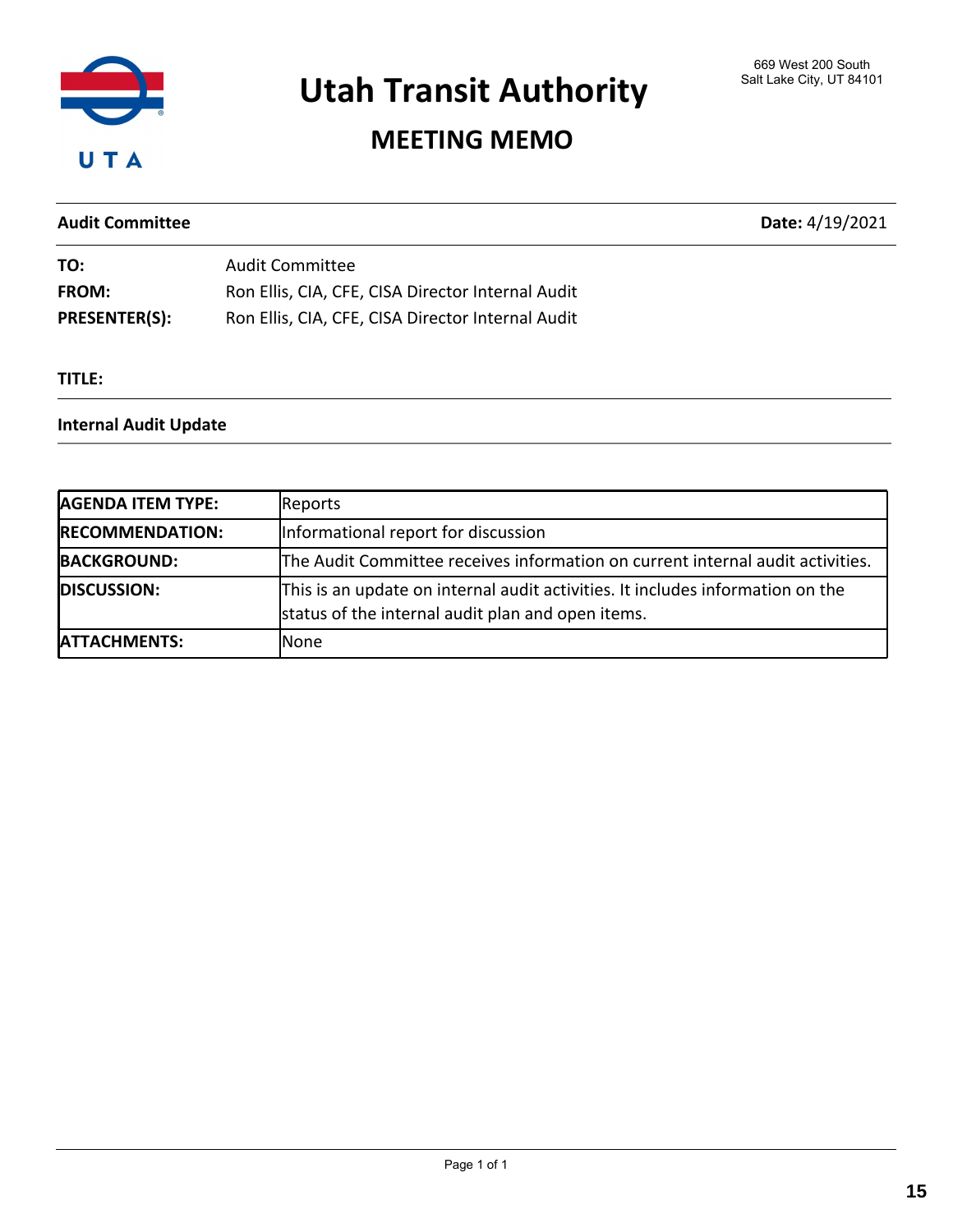# Utah Transit Authority

## MEETING MEMO

669 West 200 South
Salt Lake City, UT 84101

**Audit Committee** **Date:** 4/19/2021

**TO:** Audit Committee
**FROM:** Ron Ellis, CIA, CFE, CISA Director Internal Audit
**PRESENTER(S):** Ron Ellis, CIA, CFE, CISA Director Internal Audit

**TITLE:**

**Internal Audit Update**

| | |
|---|---|
| **AGENDA ITEM TYPE:** | Reports |
| **RECOMMENDATION:** | Informational report for discussion |
| **BACKGROUND:** | The Audit Committee receives information on current internal audit activities. |
| **DISCUSSION:** | This is an update on internal audit activities. It includes information on the status of the internal audit plan and open items. |
| **ATTACHMENTS:** | None |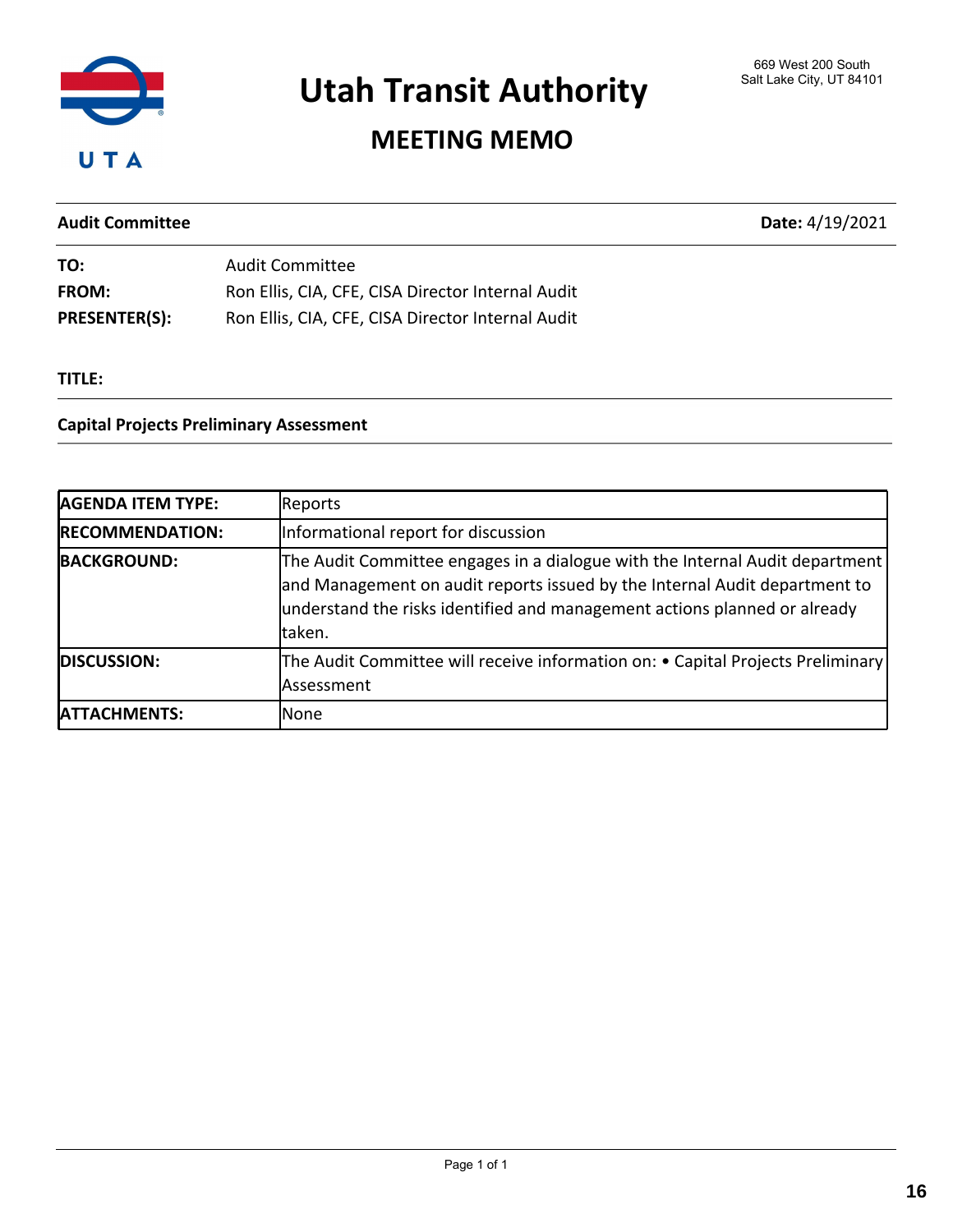# Utah Transit Authority

669 West 200 South
Salt Lake City, UT 84101

## MEETING MEMO

**Audit Committee** **Date:** 4/19/2021

**TO:** Audit Committee
**FROM:** Ron Ellis, CIA, CFE, CISA Director Internal Audit
**PRESENTER(S):** Ron Ellis, CIA, CFE, CISA Director Internal Audit

**TITLE:**

**Capital Projects Preliminary Assessment**

| | |
|---|---|
| **AGENDA ITEM TYPE:** | Reports |
| **RECOMMENDATION:** | Informational report for discussion |
| **BACKGROUND:** | The Audit Committee engages in a dialogue with the Internal Audit department and Management on audit reports issued by the Internal Audit department to understand the risks identified and management actions planned or already taken. |
| **DISCUSSION:** | The Audit Committee will receive information on: • Capital Projects Preliminary Assessment |
| **ATTACHMENTS:** | None |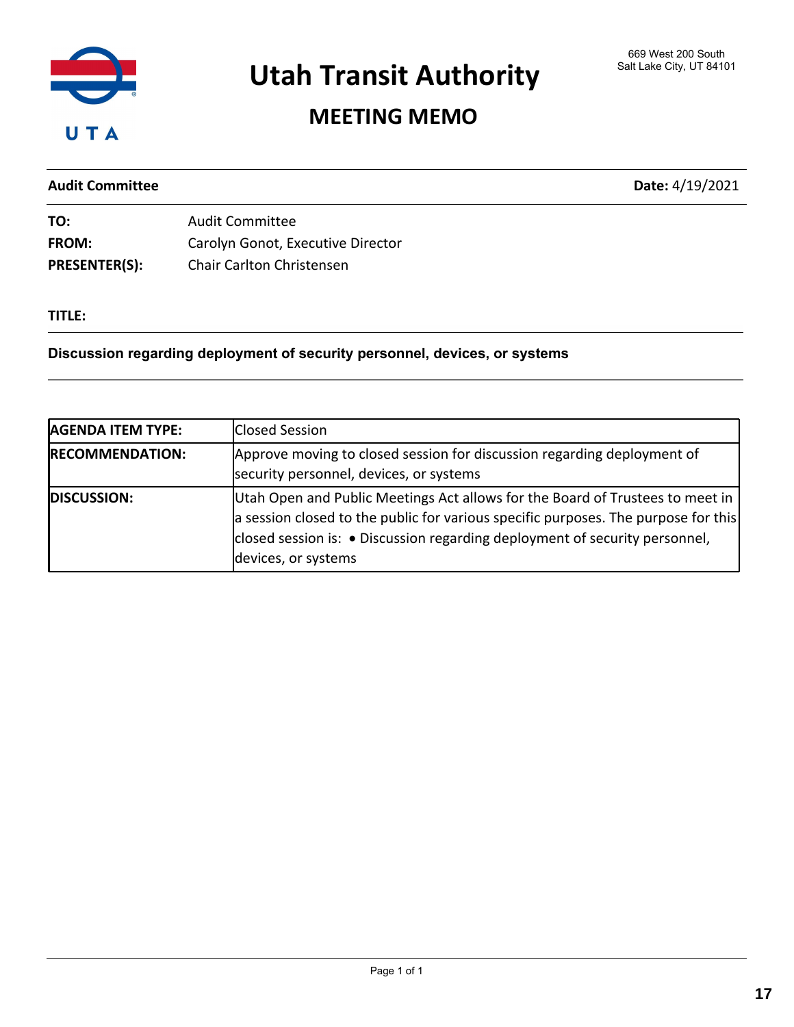# Utah Transit Authority

669 West 200 South
Salt Lake City, UT 84101

## MEETING MEMO

**Audit Committee** **Date:** 4/19/2021

**TO:** Audit Committee
**FROM:** Carolyn Gonot, Executive Director
**PRESENTER(S):** Chair Carlton Christensen

**TITLE:**

**Discussion regarding deployment of security personnel, devices, or systems**

| | |
|---|---|
| **AGENDA ITEM TYPE:** | Closed Session |
| **RECOMMENDATION:** | Approve moving to closed session for discussion regarding deployment of security personnel, devices, or systems |
| **DISCUSSION:** | Utah Open and Public Meetings Act allows for the Board of Trustees to meet in a session closed to the public for various specific purposes. The purpose for this closed session is: • Discussion regarding deployment of security personnel, devices, or systems |